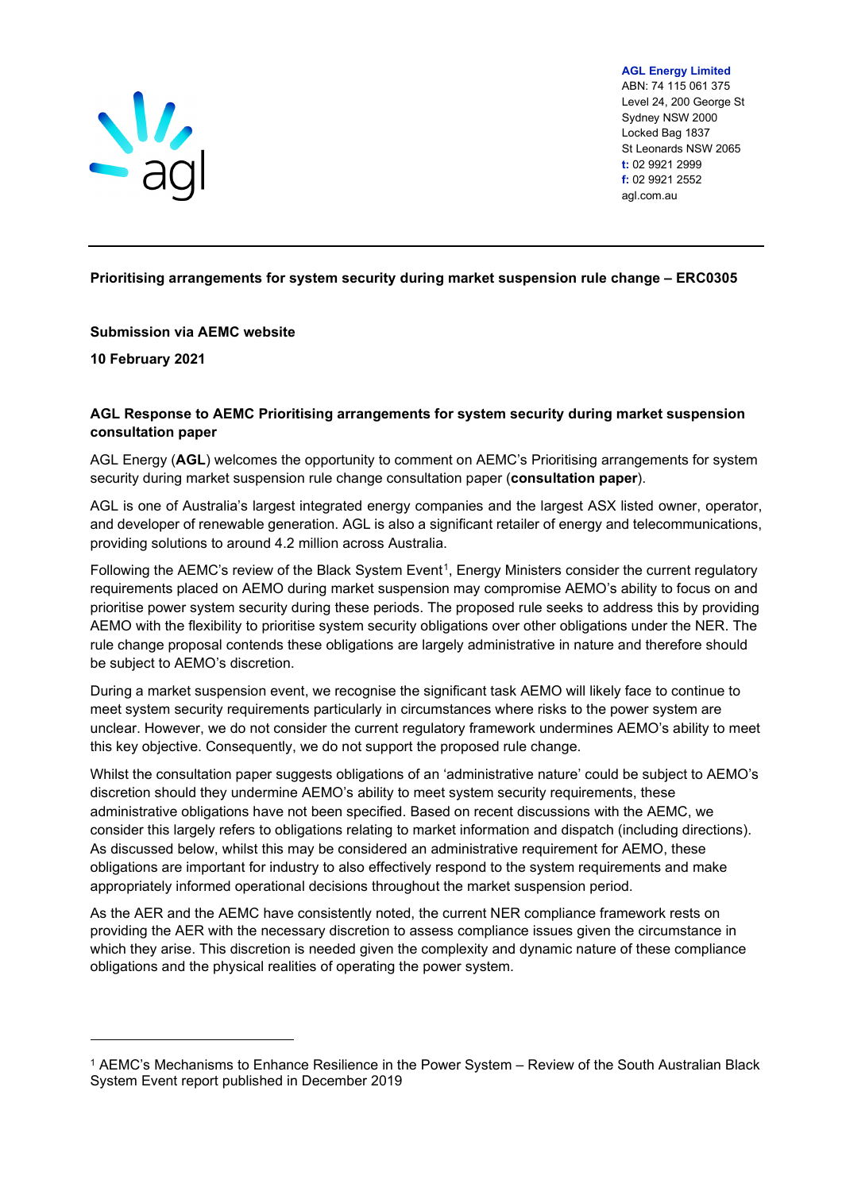**AGL Energy Limited**
ABN: 74 115 061 375
Level 24, 200 George St
Sydney NSW 2000
Locked Bag 1837
St Leonards NSW 2065
**t:** 02 9921 2999
**f:** 02 9921 2552
agl.com.au

---

**Prioritising arrangements for system security during market suspension rule change – ERC0305**

**Submission via AEMC website**

**10 February 2021**

**AGL Response to AEMC Prioritising arrangements for system security during market suspension consultation paper**

AGL Energy (**AGL**) welcomes the opportunity to comment on AEMC's Prioritising arrangements for system security during market suspension rule change consultation paper (**consultation paper**).

AGL is one of Australia's largest integrated energy companies and the largest ASX listed owner, operator, and developer of renewable generation. AGL is also a significant retailer of energy and telecommunications, providing solutions to around 4.2 million across Australia.

Following the AEMC's review of the Black System Event[1], Energy Ministers consider the current regulatory requirements placed on AEMO during market suspension may compromise AEMO's ability to focus on and prioritise power system security during these periods. The proposed rule seeks to address this by providing AEMO with the flexibility to prioritise system security obligations over other obligations under the NER. The rule change proposal contends these obligations are largely administrative in nature and therefore should be subject to AEMO's discretion.

During a market suspension event, we recognise the significant task AEMO will likely face to continue to meet system security requirements particularly in circumstances where risks to the power system are unclear. However, we do not consider the current regulatory framework undermines AEMO's ability to meet this key objective. Consequently, we do not support the proposed rule change.

Whilst the consultation paper suggests obligations of an 'administrative nature' could be subject to AEMO's discretion should they undermine AEMO's ability to meet system security requirements, these administrative obligations have not been specified. Based on recent discussions with the AEMC, we consider this largely refers to obligations relating to market information and dispatch (including directions). As discussed below, whilst this may be considered an administrative requirement for AEMO, these obligations are important for industry to also effectively respond to the system requirements and make appropriately informed operational decisions throughout the market suspension period.

As the AER and the AEMC have consistently noted, the current NER compliance framework rests on providing the AER with the necessary discretion to assess compliance issues given the circumstance in which they arise. This discretion is needed given the complexity and dynamic nature of these compliance obligations and the physical realities of operating the power system.

---

[1] AEMC's Mechanisms to Enhance Resilience in the Power System – Review of the South Australian Black System Event report published in December 2019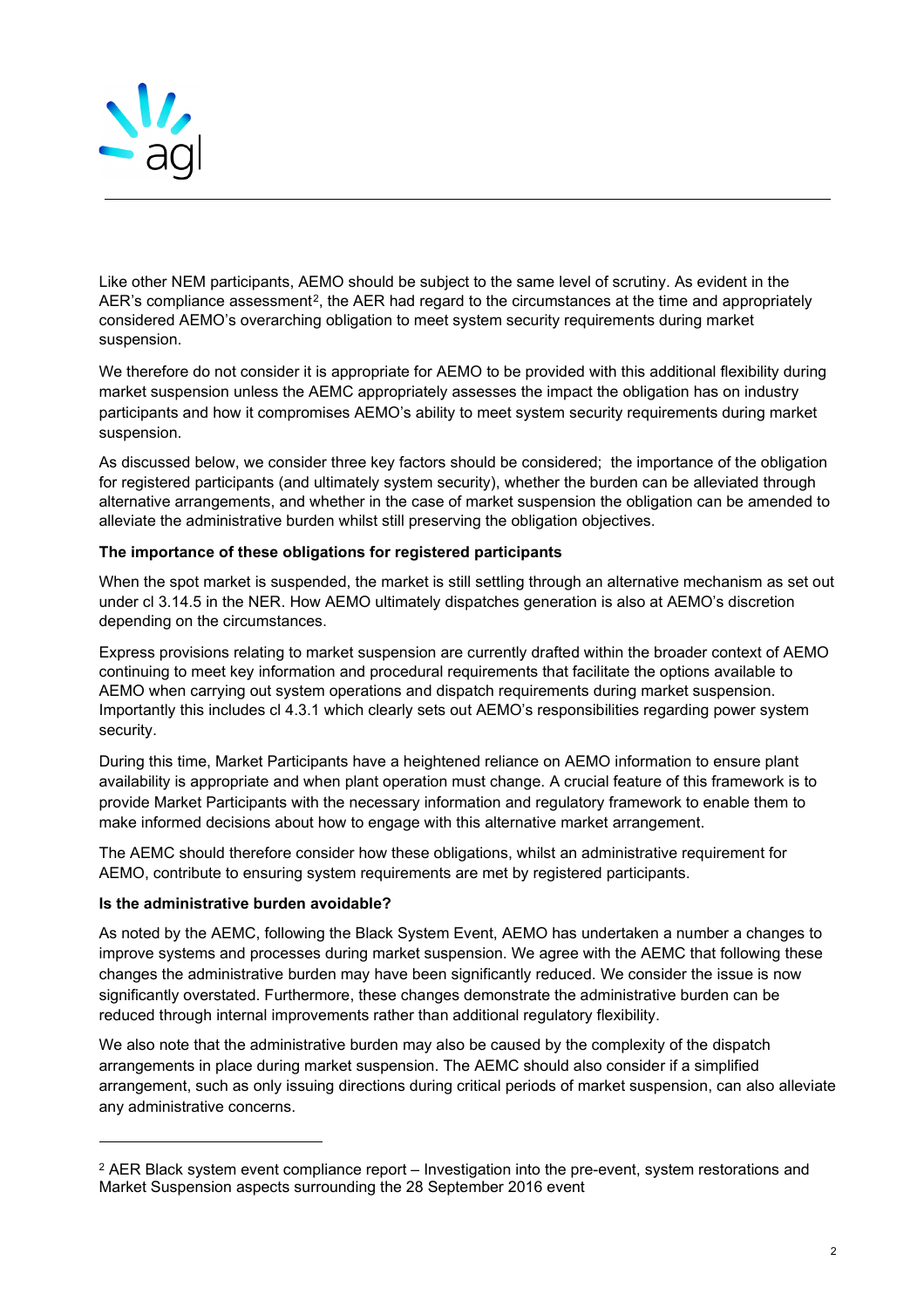Like other NEM participants, AEMO should be subject to the same level of scrutiny. As evident in the AER's compliance assessment[2], the AER had regard to the circumstances at the time and appropriately considered AEMO's overarching obligation to meet system security requirements during market suspension.

We therefore do not consider it is appropriate for AEMO to be provided with this additional flexibility during market suspension unless the AEMC appropriately assesses the impact the obligation has on industry participants and how it compromises AEMO's ability to meet system security requirements during market suspension.

As discussed below, we consider three key factors should be considered;  the importance of the obligation for registered participants (and ultimately system security), whether the burden can be alleviated through alternative arrangements, and whether in the case of market suspension the obligation can be amended to alleviate the administrative burden whilst still preserving the obligation objectives.

**The importance of these obligations for registered participants**

When the spot market is suspended, the market is still settling through an alternative mechanism as set out under cl 3.14.5 in the NER. How AEMO ultimately dispatches generation is also at AEMO's discretion depending on the circumstances.

Express provisions relating to market suspension are currently drafted within the broader context of AEMO continuing to meet key information and procedural requirements that facilitate the options available to AEMO when carrying out system operations and dispatch requirements during market suspension. Importantly this includes cl 4.3.1 which clearly sets out AEMO's responsibilities regarding power system security.

During this time, Market Participants have a heightened reliance on AEMO information to ensure plant availability is appropriate and when plant operation must change. A crucial feature of this framework is to provide Market Participants with the necessary information and regulatory framework to enable them to make informed decisions about how to engage with this alternative market arrangement.

The AEMC should therefore consider how these obligations, whilst an administrative requirement for AEMO, contribute to ensuring system requirements are met by registered participants.

**Is the administrative burden avoidable?**

As noted by the AEMC, following the Black System Event, AEMO has undertaken a number a changes to improve systems and processes during market suspension. We agree with the AEMC that following these changes the administrative burden may have been significantly reduced. We consider the issue is now significantly overstated. Furthermore, these changes demonstrate the administrative burden can be reduced through internal improvements rather than additional regulatory flexibility.

We also note that the administrative burden may also be caused by the complexity of the dispatch arrangements in place during market suspension. The AEMC should also consider if a simplified arrangement, such as only issuing directions during critical periods of market suspension, can also alleviate any administrative concerns.

---

[2] AER Black system event compliance report – Investigation into the pre-event, system restorations and Market Suspension aspects surrounding the 28 September 2016 event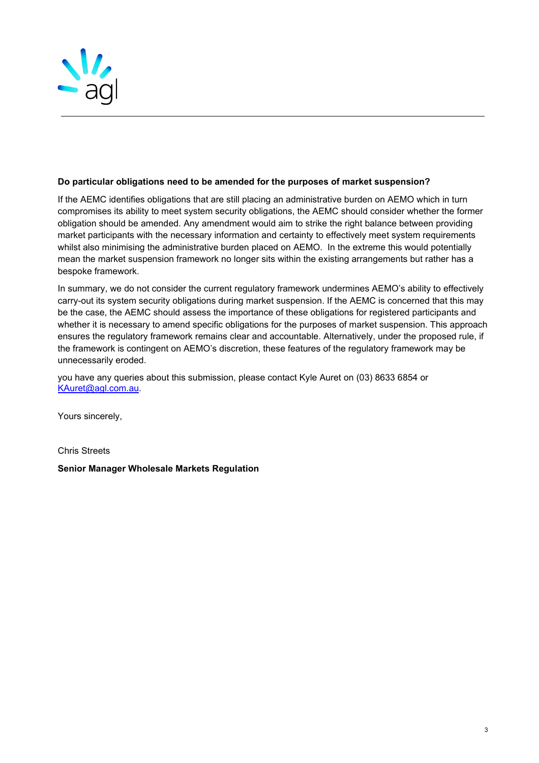**Do particular obligations need to be amended for the purposes of market suspension?**

If the AEMC identifies obligations that are still placing an administrative burden on AEMO which in turn compromises its ability to meet system security obligations, the AEMC should consider whether the former obligation should be amended. Any amendment would aim to strike the right balance between providing market participants with the necessary information and certainty to effectively meet system requirements whilst also minimising the administrative burden placed on AEMO. In the extreme this would potentially mean the market suspension framework no longer sits within the existing arrangements but rather has a bespoke framework.

In summary, we do not consider the current regulatory framework undermines AEMO's ability to effectively carry-out its system security obligations during market suspension. If the AEMC is concerned that this may be the case, the AEMC should assess the importance of these obligations for registered participants and whether it is necessary to amend specific obligations for the purposes of market suspension. This approach ensures the regulatory framework remains clear and accountable. Alternatively, under the proposed rule, if the framework is contingent on AEMO's discretion, these features of the regulatory framework may be unnecessarily eroded.

you have any queries about this submission, please contact Kyle Auret on (03) 8633 6854 or KAuret@agl.com.au.

Yours sincerely,

Chris Streets

**Senior Manager Wholesale Markets Regulation**